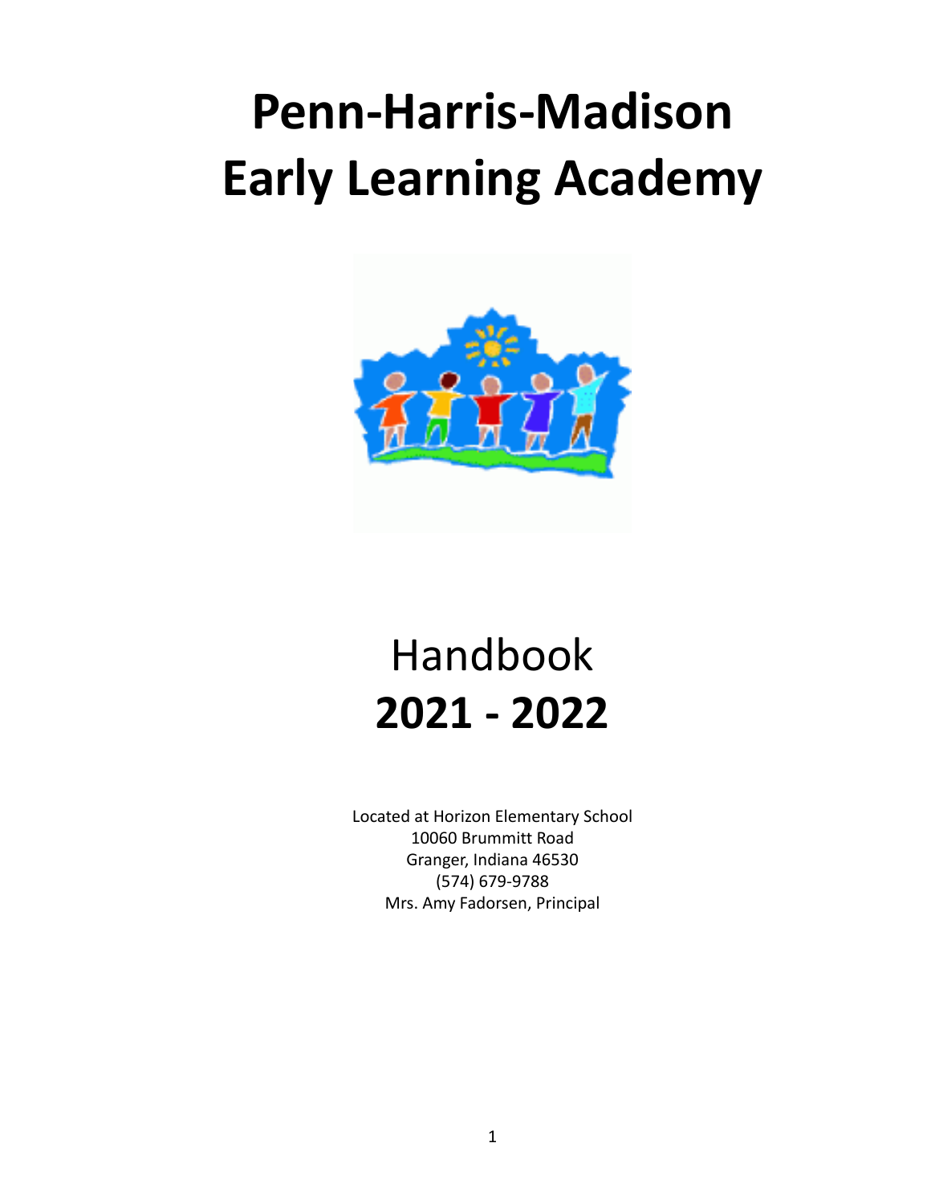# Penn-Harris-Madison Early Learning Academy

## Handbook
## 2021 - 2022

Located at Horizon Elementary School
10060 Brummitt Road
Granger, Indiana 46530
(574) 679-9788
Mrs. Amy Fadorsen, Principal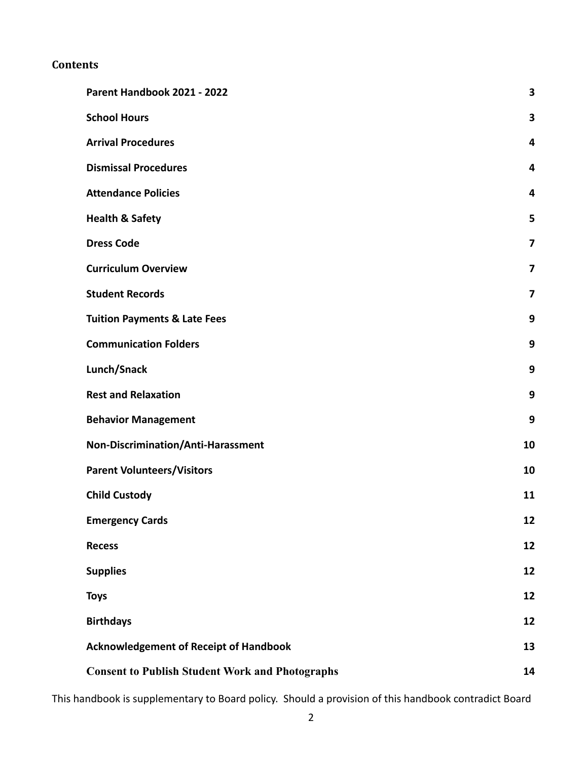## Contents

| | |
|---|---|
| **Parent Handbook 2021 - 2022** | **3** |
| **School Hours** | **3** |
| **Arrival Procedures** | **4** |
| **Dismissal Procedures** | **4** |
| **Attendance Policies** | **4** |
| **Health & Safety** | **5** |
| **Dress Code** | **7** |
| **Curriculum Overview** | **7** |
| **Student Records** | **7** |
| **Tuition Payments & Late Fees** | **9** |
| **Communication Folders** | **9** |
| **Lunch/Snack** | **9** |
| **Rest and Relaxation** | **9** |
| **Behavior Management** | **9** |
| **Non-Discrimination/Anti-Harassment** | **10** |
| **Parent Volunteers/Visitors** | **10** |
| **Child Custody** | **11** |
| **Emergency Cards** | **12** |
| **Recess** | **12** |
| **Supplies** | **12** |
| **Toys** | **12** |
| **Birthdays** | **12** |
| **Acknowledgement of Receipt of Handbook** | **13** |
| **Consent to Publish Student Work and Photographs** | **14** |

This handbook is supplementary to Board policy. Should a provision of this handbook contradict Board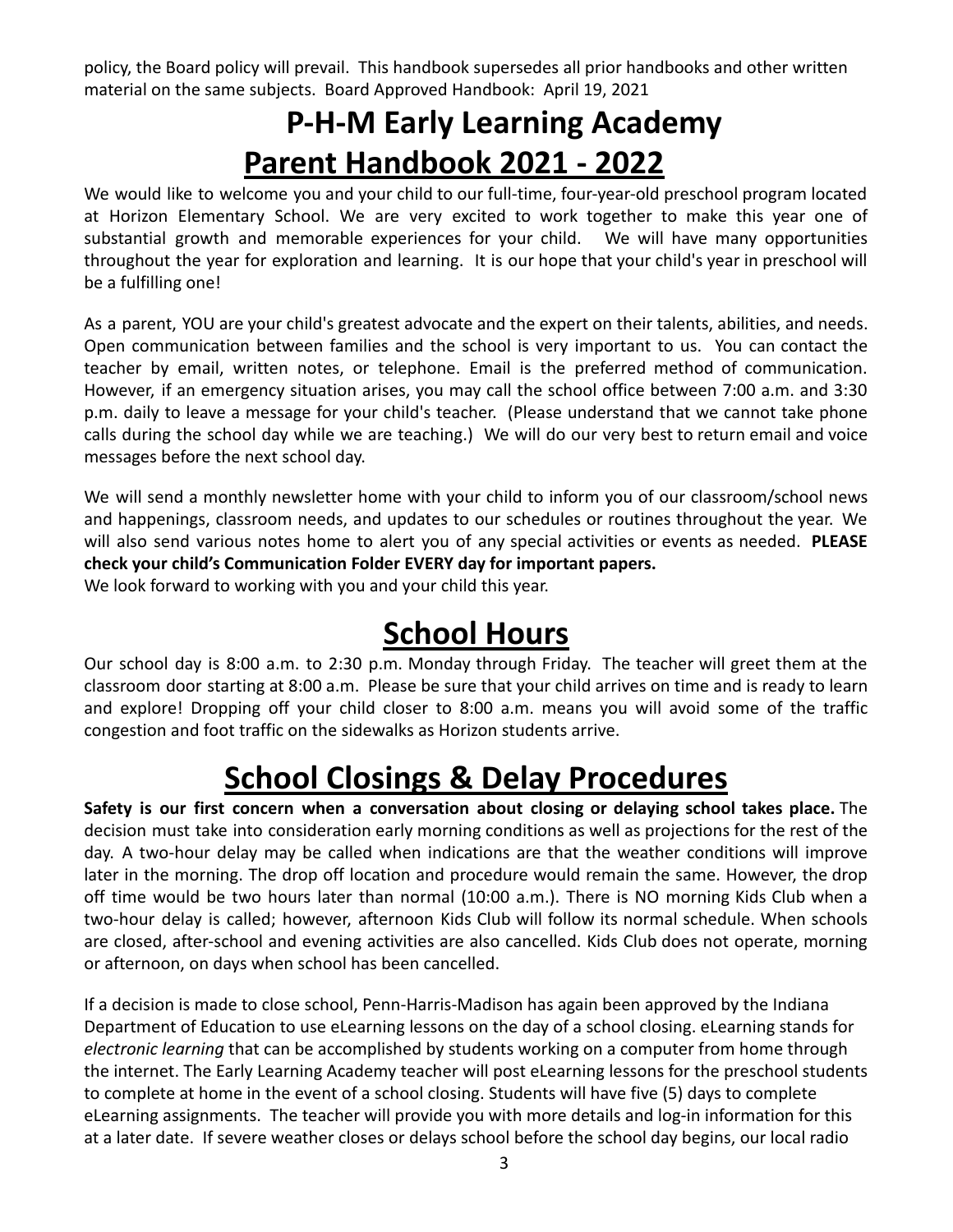policy, the Board policy will prevail. This handbook supersedes all prior handbooks and other written material on the same subjects. Board Approved Handbook: April 19, 2021

# P-H-M Early Learning Academy

# Parent Handbook 2021 - 2022

We would like to welcome you and your child to our full-time, four-year-old preschool program located at Horizon Elementary School. We are very excited to work together to make this year one of substantial growth and memorable experiences for your child. We will have many opportunities throughout the year for exploration and learning. It is our hope that your child's year in preschool will be a fulfilling one!

As a parent, YOU are your child's greatest advocate and the expert on their talents, abilities, and needs. Open communication between families and the school is very important to us. You can contact the teacher by email, written notes, or telephone. Email is the preferred method of communication. However, if an emergency situation arises, you may call the school office between 7:00 a.m. and 3:30 p.m. daily to leave a message for your child's teacher. (Please understand that we cannot take phone calls during the school day while we are teaching.) We will do our very best to return email and voice messages before the next school day.

We will send a monthly newsletter home with your child to inform you of our classroom/school news and happenings, classroom needs, and updates to our schedules or routines throughout the year. We will also send various notes home to alert you of any special activities or events as needed. **PLEASE check your child's Communication Folder EVERY day for important papers.**

We look forward to working with you and your child this year.

## School Hours

Our school day is 8:00 a.m. to 2:30 p.m. Monday through Friday. The teacher will greet them at the classroom door starting at 8:00 a.m. Please be sure that your child arrives on time and is ready to learn and explore! Dropping off your child closer to 8:00 a.m. means you will avoid some of the traffic congestion and foot traffic on the sidewalks as Horizon students arrive.

## School Closings & Delay Procedures

**Safety is our first concern when a conversation about closing or delaying school takes place.** The decision must take into consideration early morning conditions as well as projections for the rest of the day. A two-hour delay may be called when indications are that the weather conditions will improve later in the morning. The drop off location and procedure would remain the same. However, the drop off time would be two hours later than normal (10:00 a.m.). There is NO morning Kids Club when a two-hour delay is called; however, afternoon Kids Club will follow its normal schedule. When schools are closed, after-school and evening activities are also cancelled. Kids Club does not operate, morning or afternoon, on days when school has been cancelled.

If a decision is made to close school, Penn-Harris-Madison has again been approved by the Indiana Department of Education to use eLearning lessons on the day of a school closing. eLearning stands for *electronic learning* that can be accomplished by students working on a computer from home through the internet. The Early Learning Academy teacher will post eLearning lessons for the preschool students to complete at home in the event of a school closing. Students will have five (5) days to complete eLearning assignments. The teacher will provide you with more details and log-in information for this at a later date. If severe weather closes or delays school before the school day begins, our local radio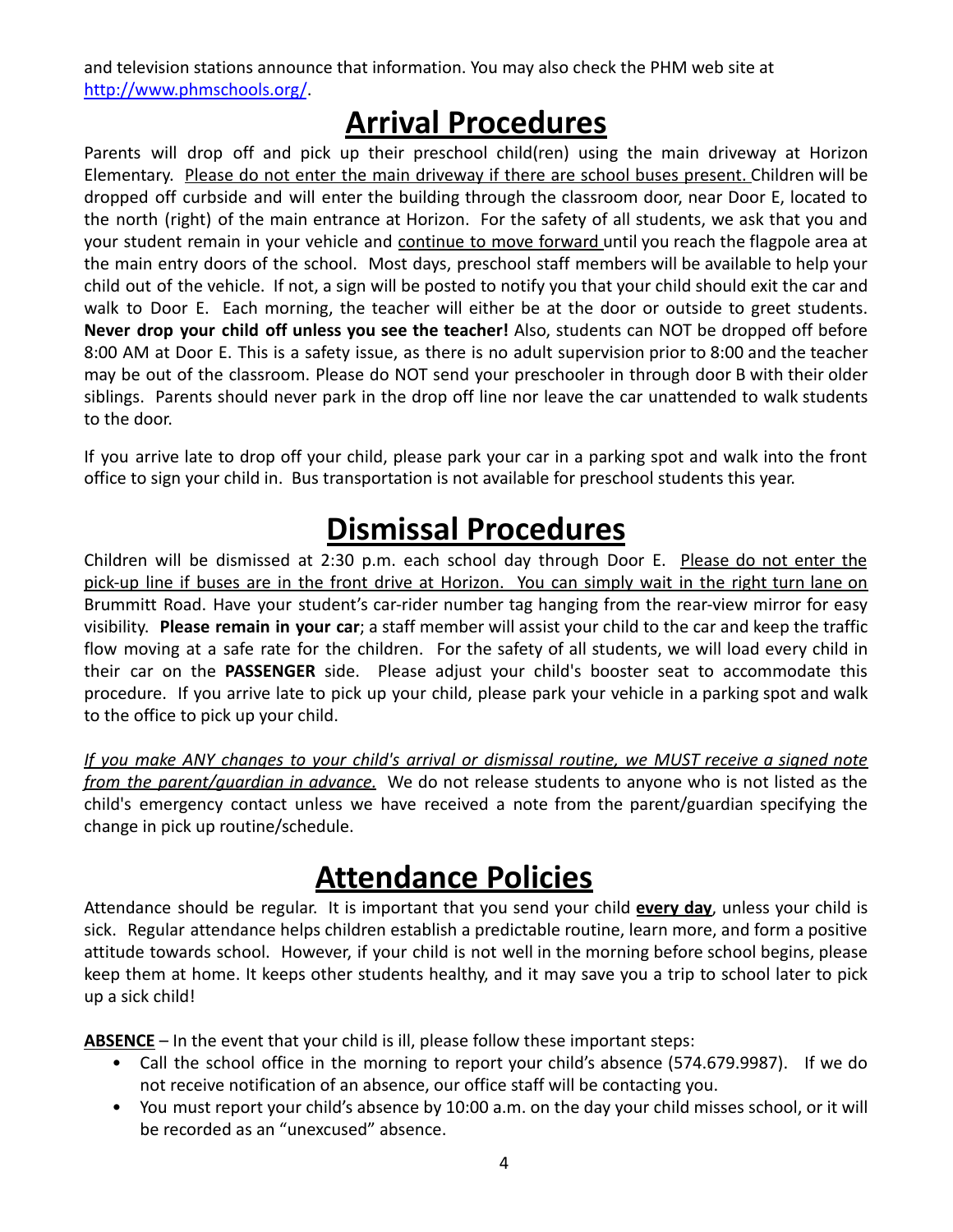and television stations announce that information. You may also check the PHM web site at [http://www.phmschools.org/](http://www.phmschools.org/).

# Arrival Procedures

Parents will drop off and pick up their preschool child(ren) using the main driveway at Horizon Elementary. <u>Please do not enter the main driveway if there are school buses present.</u> Children will be dropped off curbside and will enter the building through the classroom door, near Door E, located to the north (right) of the main entrance at Horizon. For the safety of all students, we ask that you and your student remain in your vehicle and <u>continue to move forward</u> until you reach the flagpole area at the main entry doors of the school. Most days, preschool staff members will be available to help your child out of the vehicle. If not, a sign will be posted to notify you that your child should exit the car and walk to Door E. Each morning, the teacher will either be at the door or outside to greet students. **Never drop your child off unless you see the teacher!** Also, students can NOT be dropped off before 8:00 AM at Door E. This is a safety issue, as there is no adult supervision prior to 8:00 and the teacher may be out of the classroom. Please do NOT send your preschooler in through door B with their older siblings. Parents should never park in the drop off line nor leave the car unattended to walk students to the door.

If you arrive late to drop off your child, please park your car in a parking spot and walk into the front office to sign your child in. Bus transportation is not available for preschool students this year.

# Dismissal Procedures

Children will be dismissed at 2:30 p.m. each school day through Door E. <u>Please do not enter the pick-up line if buses are in the front drive at Horizon. You can simply wait in the right turn lane on</u> Brummitt Road. Have your student's car-rider number tag hanging from the rear-view mirror for easy visibility. **Please remain in your car**; a staff member will assist your child to the car and keep the traffic flow moving at a safe rate for the children. For the safety of all students, we will load every child in their car on the **PASSENGER** side. Please adjust your child's booster seat to accommodate this procedure. If you arrive late to pick up your child, please park your vehicle in a parking spot and walk to the office to pick up your child.

*<u>If you make ANY changes to your child's arrival or dismissal routine, we MUST receive a signed note from the parent/guardian in advance.</u>* We do not release students to anyone who is not listed as the child's emergency contact unless we have received a note from the parent/guardian specifying the change in pick up routine/schedule.

# Attendance Policies

Attendance should be regular. It is important that you send your child **<u>every day</u>**, unless your child is sick. Regular attendance helps children establish a predictable routine, learn more, and form a positive attitude towards school. However, if your child is not well in the morning before school begins, please keep them at home. It keeps other students healthy, and it may save you a trip to school later to pick up a sick child!

**<u>ABSENCE</u>** – In the event that your child is ill, please follow these important steps:

- Call the school office in the morning to report your child's absence (574.679.9987). If we do not receive notification of an absence, our office staff will be contacting you.
- You must report your child's absence by 10:00 a.m. on the day your child misses school, or it will be recorded as an "unexcused" absence.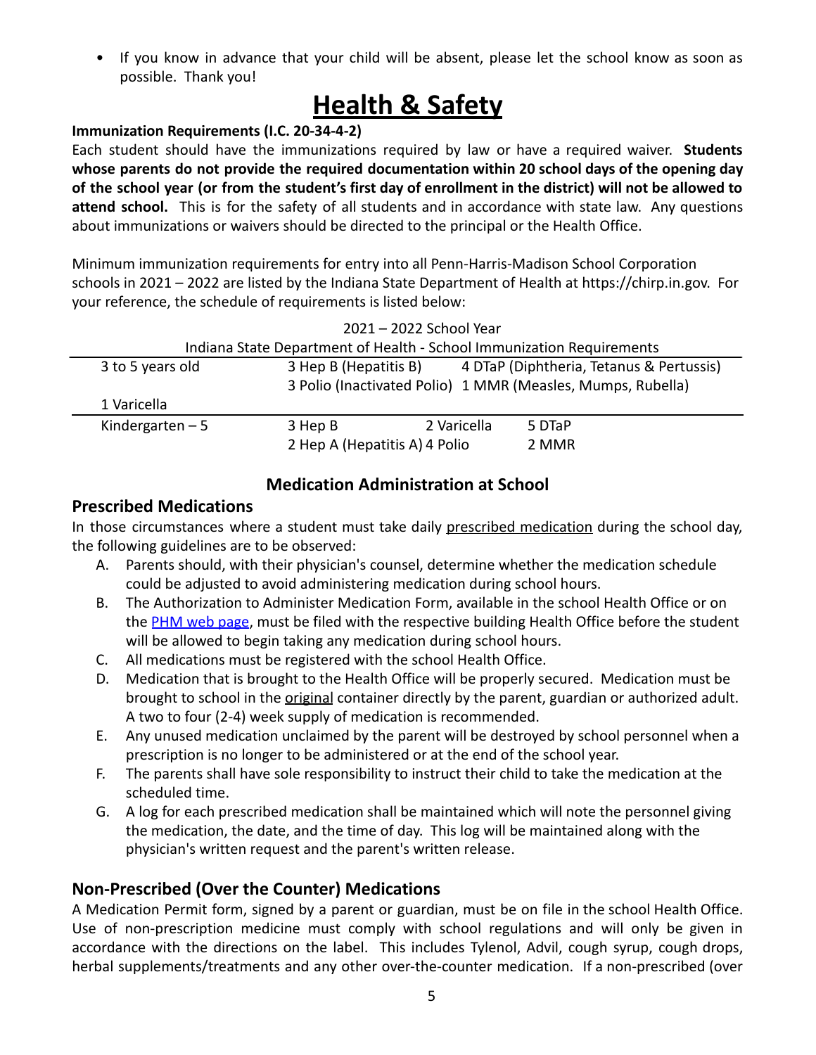- If you know in advance that your child will be absent, please let the school know as soon as possible. Thank you!

# Health & Safety

**Immunization Requirements (I.C. 20-34-4-2)**

Each student should have the immunizations required by law or have a required waiver. **Students whose parents do not provide the required documentation within 20 school days of the opening day of the school year (or from the student's first day of enrollment in the district) will not be allowed to attend school.** This is for the safety of all students and in accordance with state law. Any questions about immunizations or waivers should be directed to the principal or the Health Office.

Minimum immunization requirements for entry into all Penn-Harris-Madison School Corporation schools in 2021 – 2022 are listed by the Indiana State Department of Health at https://chirp.in.gov. For your reference, the schedule of requirements is listed below:

2021 – 2022 School Year

Indiana State Department of Health - School Immunization Requirements

| Grade | Requirements | | |
|---|---|---|---|
| 3 to 5 years old | 3 Hep B (Hepatitis B) | 4 DTaP (Diphtheria, Tetanus & Pertussis) | |
| | 3 Polio (Inactivated Polio) | 1 MMR (Measles, Mumps, Rubella) | |
| 1 Varicella | | | |
| Kindergarten – 5 | 3 Hep B | 2 Varicella | 5 DTaP |
| | 2 Hep A (Hepatitis A) | 4 Polio | 2 MMR |

## Medication Administration at School

### Prescribed Medications

In those circumstances where a student must take daily prescribed medication during the school day, the following guidelines are to be observed:

A. Parents should, with their physician's counsel, determine whether the medication schedule could be adjusted to avoid administering medication during school hours.
B. The Authorization to Administer Medication Form, available in the school Health Office or on the PHM web page, must be filed with the respective building Health Office before the student will be allowed to begin taking any medication during school hours.
C. All medications must be registered with the school Health Office.
D. Medication that is brought to the Health Office will be properly secured. Medication must be brought to school in the original container directly by the parent, guardian or authorized adult. A two to four (2-4) week supply of medication is recommended.
E. Any unused medication unclaimed by the parent will be destroyed by school personnel when a prescription is no longer to be administered or at the end of the school year.
F. The parents shall have sole responsibility to instruct their child to take the medication at the scheduled time.
G. A log for each prescribed medication shall be maintained which will note the personnel giving the medication, the date, and the time of day. This log will be maintained along with the physician's written request and the parent's written release.

### Non-Prescribed (Over the Counter) Medications

A Medication Permit form, signed by a parent or guardian, must be on file in the school Health Office. Use of non-prescription medicine must comply with school regulations and will only be given in accordance with the directions on the label. This includes Tylenol, Advil, cough syrup, cough drops, herbal supplements/treatments and any other over-the-counter medication. If a non-prescribed (over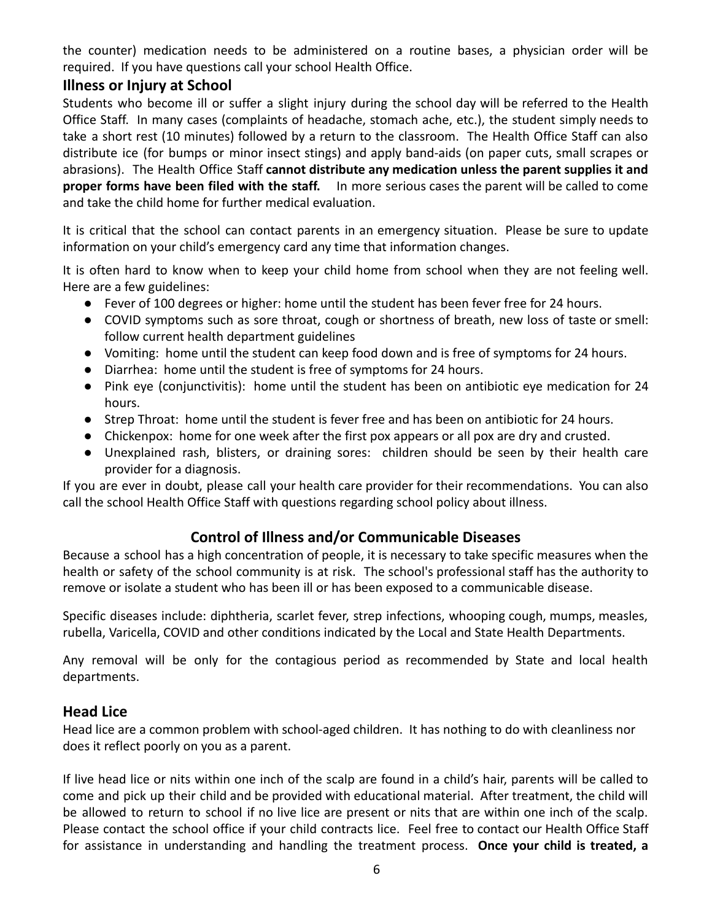the counter) medication needs to be administered on a routine bases, a physician order will be required. If you have questions call your school Health Office.

### Illness or Injury at School

Students who become ill or suffer a slight injury during the school day will be referred to the Health Office Staff. In many cases (complaints of headache, stomach ache, etc.), the student simply needs to take a short rest (10 minutes) followed by a return to the classroom. The Health Office Staff can also distribute ice (for bumps or minor insect stings) and apply band-aids (on paper cuts, small scrapes or abrasions). The Health Office Staff **cannot distribute any medication unless the parent supplies it and proper forms have been filed with the staff.** In more serious cases the parent will be called to come and take the child home for further medical evaluation.

It is critical that the school can contact parents in an emergency situation. Please be sure to update information on your child's emergency card any time that information changes.

It is often hard to know when to keep your child home from school when they are not feeling well. Here are a few guidelines:

- Fever of 100 degrees or higher: home until the student has been fever free for 24 hours.
- COVID symptoms such as sore throat, cough or shortness of breath, new loss of taste or smell: follow current health department guidelines
- Vomiting: home until the student can keep food down and is free of symptoms for 24 hours.
- Diarrhea: home until the student is free of symptoms for 24 hours.
- Pink eye (conjunctivitis): home until the student has been on antibiotic eye medication for 24 hours.
- Strep Throat: home until the student is fever free and has been on antibiotic for 24 hours.
- Chickenpox: home for one week after the first pox appears or all pox are dry and crusted.
- Unexplained rash, blisters, or draining sores: children should be seen by their health care provider for a diagnosis.

If you are ever in doubt, please call your health care provider for their recommendations. You can also call the school Health Office Staff with questions regarding school policy about illness.

## Control of Illness and/or Communicable Diseases

Because a school has a high concentration of people, it is necessary to take specific measures when the health or safety of the school community is at risk. The school's professional staff has the authority to remove or isolate a student who has been ill or has been exposed to a communicable disease.

Specific diseases include: diphtheria, scarlet fever, strep infections, whooping cough, mumps, measles, rubella, Varicella, COVID and other conditions indicated by the Local and State Health Departments.

Any removal will be only for the contagious period as recommended by State and local health departments.

### Head Lice

Head lice are a common problem with school-aged children. It has nothing to do with cleanliness nor does it reflect poorly on you as a parent.

If live head lice or nits within one inch of the scalp are found in a child's hair, parents will be called to come and pick up their child and be provided with educational material. After treatment, the child will be allowed to return to school if no live lice are present or nits that are within one inch of the scalp. Please contact the school office if your child contracts lice. Feel free to contact our Health Office Staff for assistance in understanding and handling the treatment process. **Once your child is treated, a**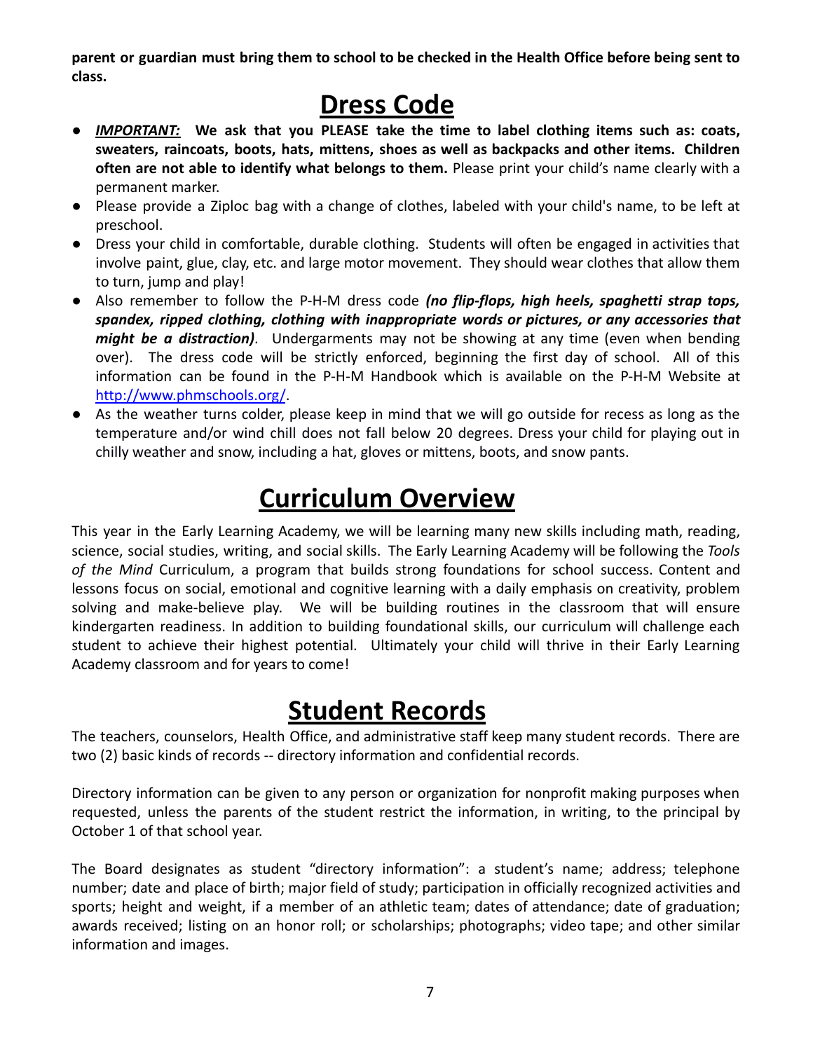**parent or guardian must bring them to school to be checked in the Health Office before being sent to class.**

# Dress Code

- ***IMPORTANT:*** **We ask that you PLEASE take the time to label clothing items such as: coats, sweaters, raincoats, boots, hats, mittens, shoes as well as backpacks and other items. Children often are not able to identify what belongs to them.** Please print your child's name clearly with a permanent marker.
- Please provide a Ziploc bag with a change of clothes, labeled with your child's name, to be left at preschool.
- Dress your child in comfortable, durable clothing. Students will often be engaged in activities that involve paint, glue, clay, etc. and large motor movement. They should wear clothes that allow them to turn, jump and play!
- Also remember to follow the P-H-M dress code ***(no flip-flops, high heels, spaghetti strap tops, spandex, ripped clothing, clothing with inappropriate words or pictures, or any accessories that might be a distraction)***. Undergarments may not be showing at any time (even when bending over). The dress code will be strictly enforced, beginning the first day of school. All of this information can be found in the P-H-M Handbook which is available on the P-H-M Website at [http://www.phmschools.org/](http://www.phmschools.org/).
- As the weather turns colder, please keep in mind that we will go outside for recess as long as the temperature and/or wind chill does not fall below 20 degrees. Dress your child for playing out in chilly weather and snow, including a hat, gloves or mittens, boots, and snow pants.

# Curriculum Overview

This year in the Early Learning Academy, we will be learning many new skills including math, reading, science, social studies, writing, and social skills. The Early Learning Academy will be following the *Tools of the Mind* Curriculum, a program that builds strong foundations for school success. Content and lessons focus on social, emotional and cognitive learning with a daily emphasis on creativity, problem solving and make-believe play. We will be building routines in the classroom that will ensure kindergarten readiness. In addition to building foundational skills, our curriculum will challenge each student to achieve their highest potential. Ultimately your child will thrive in their Early Learning Academy classroom and for years to come!

# Student Records

The teachers, counselors, Health Office, and administrative staff keep many student records. There are two (2) basic kinds of records -- directory information and confidential records.

Directory information can be given to any person or organization for nonprofit making purposes when requested, unless the parents of the student restrict the information, in writing, to the principal by October 1 of that school year.

The Board designates as student "directory information": a student's name; address; telephone number; date and place of birth; major field of study; participation in officially recognized activities and sports; height and weight, if a member of an athletic team; dates of attendance; date of graduation; awards received; listing on an honor roll; or scholarships; photographs; video tape; and other similar information and images.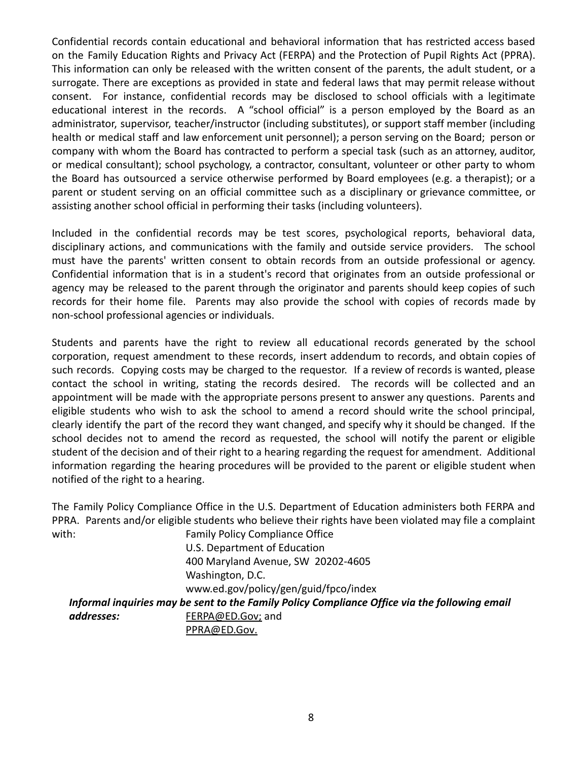Confidential records contain educational and behavioral information that has restricted access based on the Family Education Rights and Privacy Act (FERPA) and the Protection of Pupil Rights Act (PPRA). This information can only be released with the written consent of the parents, the adult student, or a surrogate. There are exceptions as provided in state and federal laws that may permit release without consent. For instance, confidential records may be disclosed to school officials with a legitimate educational interest in the records. A "school official" is a person employed by the Board as an administrator, supervisor, teacher/instructor (including substitutes), or support staff member (including health or medical staff and law enforcement unit personnel); a person serving on the Board; person or company with whom the Board has contracted to perform a special task (such as an attorney, auditor, or medical consultant); school psychology, a contractor, consultant, volunteer or other party to whom the Board has outsourced a service otherwise performed by Board employees (e.g. a therapist); or a parent or student serving on an official committee such as a disciplinary or grievance committee, or assisting another school official in performing their tasks (including volunteers).

Included in the confidential records may be test scores, psychological reports, behavioral data, disciplinary actions, and communications with the family and outside service providers. The school must have the parents' written consent to obtain records from an outside professional or agency. Confidential information that is in a student's record that originates from an outside professional or agency may be released to the parent through the originator and parents should keep copies of such records for their home file. Parents may also provide the school with copies of records made by non-school professional agencies or individuals.

Students and parents have the right to review all educational records generated by the school corporation, request amendment to these records, insert addendum to records, and obtain copies of such records. Copying costs may be charged to the requestor. If a review of records is wanted, please contact the school in writing, stating the records desired. The records will be collected and an appointment will be made with the appropriate persons present to answer any questions. Parents and eligible students who wish to ask the school to amend a record should write the school principal, clearly identify the part of the record they want changed, and specify why it should be changed. If the school decides not to amend the record as requested, the school will notify the parent or eligible student of the decision and of their right to a hearing regarding the request for amendment. Additional information regarding the hearing procedures will be provided to the parent or eligible student when notified of the right to a hearing.

The Family Policy Compliance Office in the U.S. Department of Education administers both FERPA and PPRA. Parents and/or eligible students who believe their rights have been violated may file a complaint with:

Family Policy Compliance Office
U.S. Department of Education
400 Maryland Avenue, SW 20202-4605
Washington, D.C.
www.ed.gov/policy/gen/guid/fpco/index

***Informal inquiries may be sent to the Family Policy Compliance Office via the following email addresses:*** FERPA@ED.Gov; and
PPRA@ED.Gov.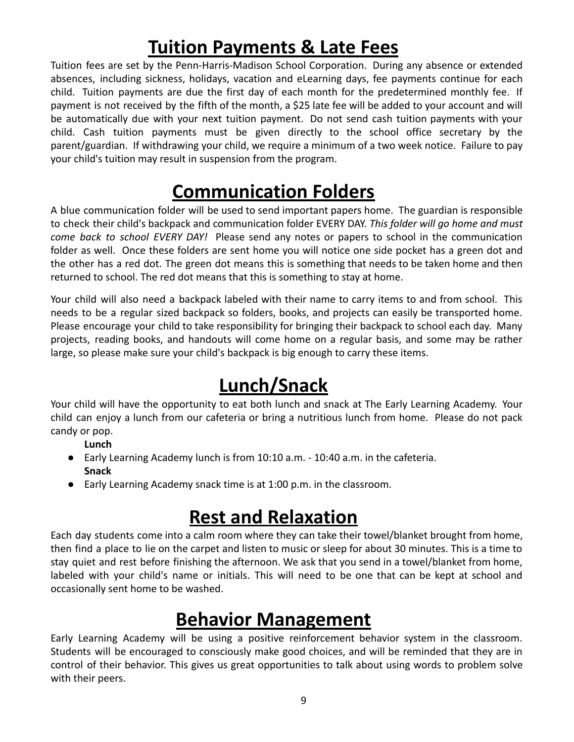# Tuition Payments & Late Fees

Tuition fees are set by the Penn-Harris-Madison School Corporation. During any absence or extended absences, including sickness, holidays, vacation and eLearning days, fee payments continue for each child. Tuition payments are due the first day of each month for the predetermined monthly fee. If payment is not received by the fifth of the month, a $25 late fee will be added to your account and will be automatically due with your next tuition payment. Do not send cash tuition payments with your child. Cash tuition payments must be given directly to the school office secretary by the parent/guardian. If withdrawing your child, we require a minimum of a two week notice. Failure to pay your child's tuition may result in suspension from the program.

# Communication Folders

A blue communication folder will be used to send important papers home. The guardian is responsible to check their child's backpack and communication folder EVERY DAY. *This folder will go home and must come back to school EVERY DAY!* Please send any notes or papers to school in the communication folder as well. Once these folders are sent home you will notice one side pocket has a green dot and the other has a red dot. The green dot means this is something that needs to be taken home and then returned to school. The red dot means that this is something to stay at home.

Your child will also need a backpack labeled with their name to carry items to and from school. This needs to be a regular sized backpack so folders, books, and projects can easily be transported home. Please encourage your child to take responsibility for bringing their backpack to school each day. Many projects, reading books, and handouts will come home on a regular basis, and some may be rather large, so please make sure your child's backpack is big enough to carry these items.

# Lunch/Snack

Your child will have the opportunity to eat both lunch and snack at The Early Learning Academy. Your child can enjoy a lunch from our cafeteria or bring a nutritious lunch from home. Please do not pack candy or pop.

**Lunch**

- Early Learning Academy lunch is from 10:10 a.m. - 10:40 a.m. in the cafeteria.

**Snack**

- Early Learning Academy snack time is at 1:00 p.m. in the classroom.

# Rest and Relaxation

Each day students come into a calm room where they can take their towel/blanket brought from home, then find a place to lie on the carpet and listen to music or sleep for about 30 minutes. This is a time to stay quiet and rest before finishing the afternoon. We ask that you send in a towel/blanket from home, labeled with your child's name or initials. This will need to be one that can be kept at school and occasionally sent home to be washed.

# Behavior Management

Early Learning Academy will be using a positive reinforcement behavior system in the classroom. Students will be encouraged to consciously make good choices, and will be reminded that they are in control of their behavior. This gives us great opportunities to talk about using words to problem solve with their peers.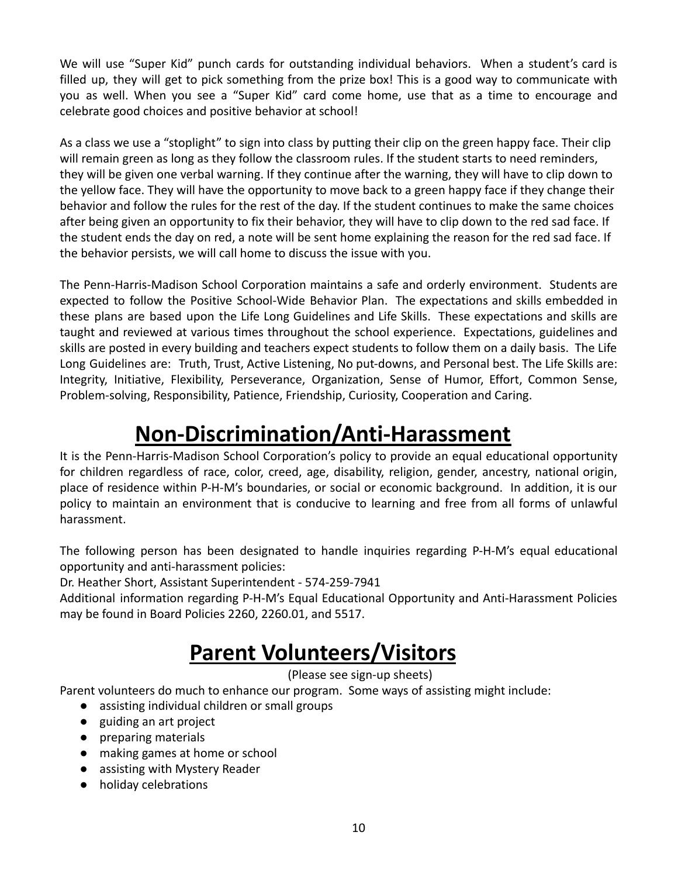We will use "Super Kid" punch cards for outstanding individual behaviors. When a student's card is filled up, they will get to pick something from the prize box! This is a good way to communicate with you as well. When you see a "Super Kid" card come home, use that as a time to encourage and celebrate good choices and positive behavior at school!

As a class we use a "stoplight" to sign into class by putting their clip on the green happy face. Their clip will remain green as long as they follow the classroom rules. If the student starts to need reminders, they will be given one verbal warning. If they continue after the warning, they will have to clip down to the yellow face. They will have the opportunity to move back to a green happy face if they change their behavior and follow the rules for the rest of the day. If the student continues to make the same choices after being given an opportunity to fix their behavior, they will have to clip down to the red sad face. If the student ends the day on red, a note will be sent home explaining the reason for the red sad face. If the behavior persists, we will call home to discuss the issue with you.

The Penn-Harris-Madison School Corporation maintains a safe and orderly environment. Students are expected to follow the Positive School-Wide Behavior Plan. The expectations and skills embedded in these plans are based upon the Life Long Guidelines and Life Skills. These expectations and skills are taught and reviewed at various times throughout the school experience. Expectations, guidelines and skills are posted in every building and teachers expect students to follow them on a daily basis. The Life Long Guidelines are: Truth, Trust, Active Listening, No put-downs, and Personal best. The Life Skills are: Integrity, Initiative, Flexibility, Perseverance, Organization, Sense of Humor, Effort, Common Sense, Problem-solving, Responsibility, Patience, Friendship, Curiosity, Cooperation and Caring.

# Non-Discrimination/Anti-Harassment

It is the Penn-Harris-Madison School Corporation's policy to provide an equal educational opportunity for children regardless of race, color, creed, age, disability, religion, gender, ancestry, national origin, place of residence within P-H-M's boundaries, or social or economic background. In addition, it is our policy to maintain an environment that is conducive to learning and free from all forms of unlawful harassment.

The following person has been designated to handle inquiries regarding P-H-M's equal educational opportunity and anti-harassment policies:
Dr. Heather Short, Assistant Superintendent - 574-259-7941
Additional information regarding P-H-M's Equal Educational Opportunity and Anti-Harassment Policies may be found in Board Policies 2260, 2260.01, and 5517.

# Parent Volunteers/Visitors

(Please see sign-up sheets)

Parent volunteers do much to enhance our program. Some ways of assisting might include:

- assisting individual children or small groups
- guiding an art project
- preparing materials
- making games at home or school
- assisting with Mystery Reader
- holiday celebrations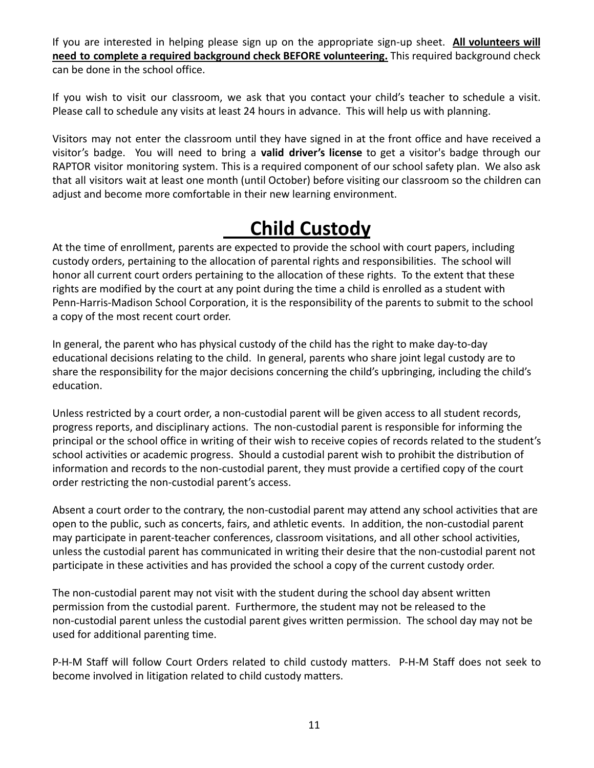If you are interested in helping please sign up on the appropriate sign-up sheet. **All volunteers will need to complete a required background check BEFORE volunteering.** This required background check can be done in the school office.

If you wish to visit our classroom, we ask that you contact your child's teacher to schedule a visit. Please call to schedule any visits at least 24 hours in advance. This will help us with planning.

Visitors may not enter the classroom until they have signed in at the front office and have received a visitor's badge. You will need to bring a **valid driver's license** to get a visitor's badge through our RAPTOR visitor monitoring system. This is a required component of our school safety plan. We also ask that all visitors wait at least one month (until October) before visiting our classroom so the children can adjust and become more comfortable in their new learning environment.

# Child Custody

At the time of enrollment, parents are expected to provide the school with court papers, including custody orders, pertaining to the allocation of parental rights and responsibilities. The school will honor all current court orders pertaining to the allocation of these rights. To the extent that these rights are modified by the court at any point during the time a child is enrolled as a student with Penn-Harris-Madison School Corporation, it is the responsibility of the parents to submit to the school a copy of the most recent court order.

In general, the parent who has physical custody of the child has the right to make day-to-day educational decisions relating to the child. In general, parents who share joint legal custody are to share the responsibility for the major decisions concerning the child's upbringing, including the child's education.

Unless restricted by a court order, a non-custodial parent will be given access to all student records, progress reports, and disciplinary actions. The non-custodial parent is responsible for informing the principal or the school office in writing of their wish to receive copies of records related to the student's school activities or academic progress. Should a custodial parent wish to prohibit the distribution of information and records to the non-custodial parent, they must provide a certified copy of the court order restricting the non-custodial parent's access.

Absent a court order to the contrary, the non-custodial parent may attend any school activities that are open to the public, such as concerts, fairs, and athletic events. In addition, the non-custodial parent may participate in parent-teacher conferences, classroom visitations, and all other school activities, unless the custodial parent has communicated in writing their desire that the non-custodial parent not participate in these activities and has provided the school a copy of the current custody order.

The non-custodial parent may not visit with the student during the school day absent written permission from the custodial parent. Furthermore, the student may not be released to the non-custodial parent unless the custodial parent gives written permission. The school day may not be used for additional parenting time.

P-H-M Staff will follow Court Orders related to child custody matters. P-H-M Staff does not seek to become involved in litigation related to child custody matters.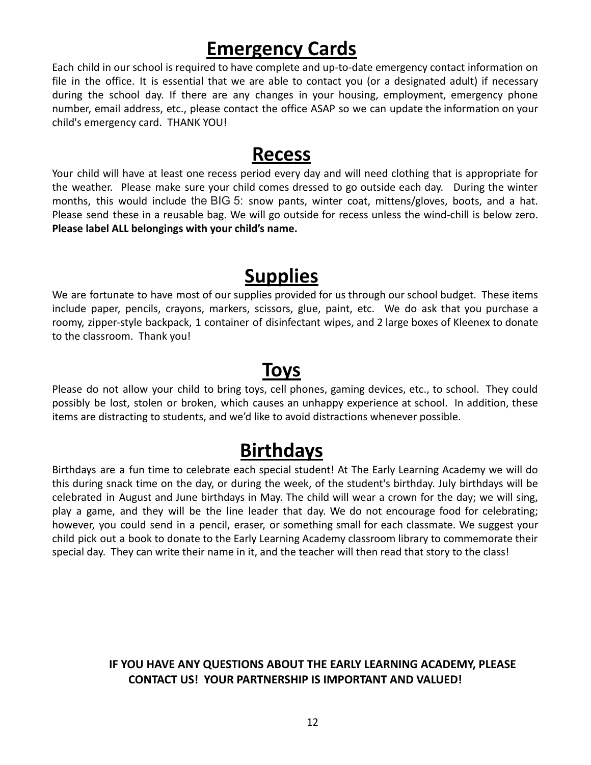## Emergency Cards

Each child in our school is required to have complete and up-to-date emergency contact information on file in the office. It is essential that we are able to contact you (or a designated adult) if necessary during the school day. If there are any changes in your housing, employment, emergency phone number, email address, etc., please contact the office ASAP so we can update the information on your child's emergency card. THANK YOU!

## Recess

Your child will have at least one recess period every day and will need clothing that is appropriate for the weather. Please make sure your child comes dressed to go outside each day. During the winter months, this would include the BIG 5: snow pants, winter coat, mittens/gloves, boots, and a hat. Please send these in a reusable bag. We will go outside for recess unless the wind-chill is below zero. **Please label ALL belongings with your child's name.**

## Supplies

We are fortunate to have most of our supplies provided for us through our school budget. These items include paper, pencils, crayons, markers, scissors, glue, paint, etc. We do ask that you purchase a roomy, zipper-style backpack, 1 container of disinfectant wipes, and 2 large boxes of Kleenex to donate to the classroom. Thank you!

## Toys

Please do not allow your child to bring toys, cell phones, gaming devices, etc., to school. They could possibly be lost, stolen or broken, which causes an unhappy experience at school. In addition, these items are distracting to students, and we'd like to avoid distractions whenever possible.

## Birthdays

Birthdays are a fun time to celebrate each special student! At The Early Learning Academy we will do this during snack time on the day, or during the week, of the student's birthday. July birthdays will be celebrated in August and June birthdays in May. The child will wear a crown for the day; we will sing, play a game, and they will be the line leader that day. We do not encourage food for celebrating; however, you could send in a pencil, eraser, or something small for each classmate. We suggest your child pick out a book to donate to the Early Learning Academy classroom library to commemorate their special day. They can write their name in it, and the teacher will then read that story to the class!

**IF YOU HAVE ANY QUESTIONS ABOUT THE EARLY LEARNING ACADEMY, PLEASE CONTACT US! YOUR PARTNERSHIP IS IMPORTANT AND VALUED!**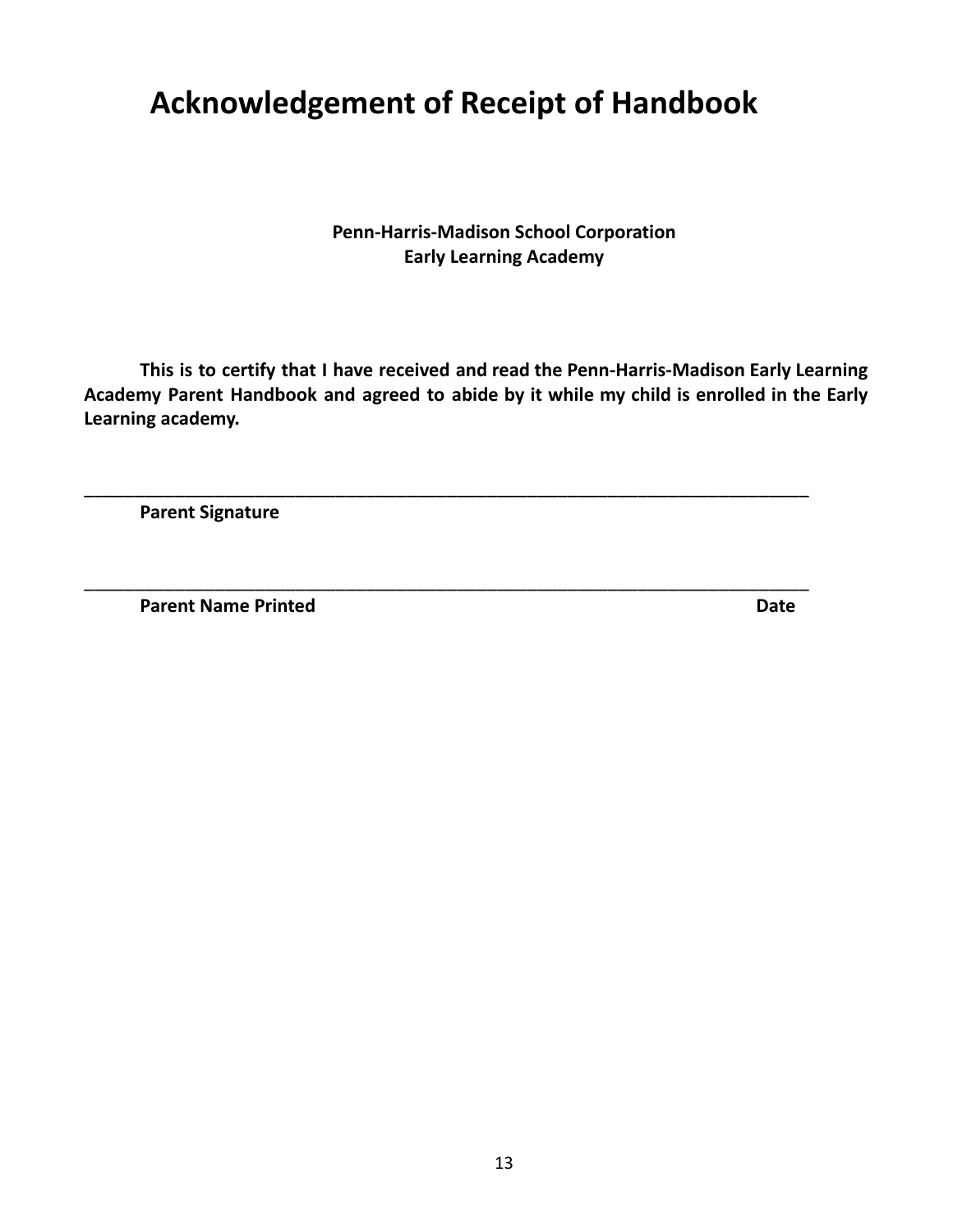# Acknowledgement of Receipt of Handbook

**Penn-Harris-Madison School Corporation**
**Early Learning Academy**

**This is to certify that I have received and read the Penn-Harris-Madison Early Learning Academy Parent Handbook and agreed to abide by it while my child is enrolled in the Early Learning academy.**

\_\_\_\_\_\_\_\_\_\_\_\_\_\_\_\_\_\_\_\_\_\_\_\_\_\_\_\_\_\_\_\_\_\_\_\_\_\_\_\_\_\_\_\_\_\_\_\_\_\_\_\_\_\_\_\_\_\_\_\_\_\_\_\_\_\_\_\_\_\_\_\_\_\_

**Parent Signature**

\_\_\_\_\_\_\_\_\_\_\_\_\_\_\_\_\_\_\_\_\_\_\_\_\_\_\_\_\_\_\_\_\_\_\_\_\_\_\_\_\_\_\_\_\_\_\_\_\_\_\_\_\_\_\_\_\_\_\_\_\_\_\_\_\_\_\_\_\_\_\_\_\_\_

**Parent Name Printed** **Date**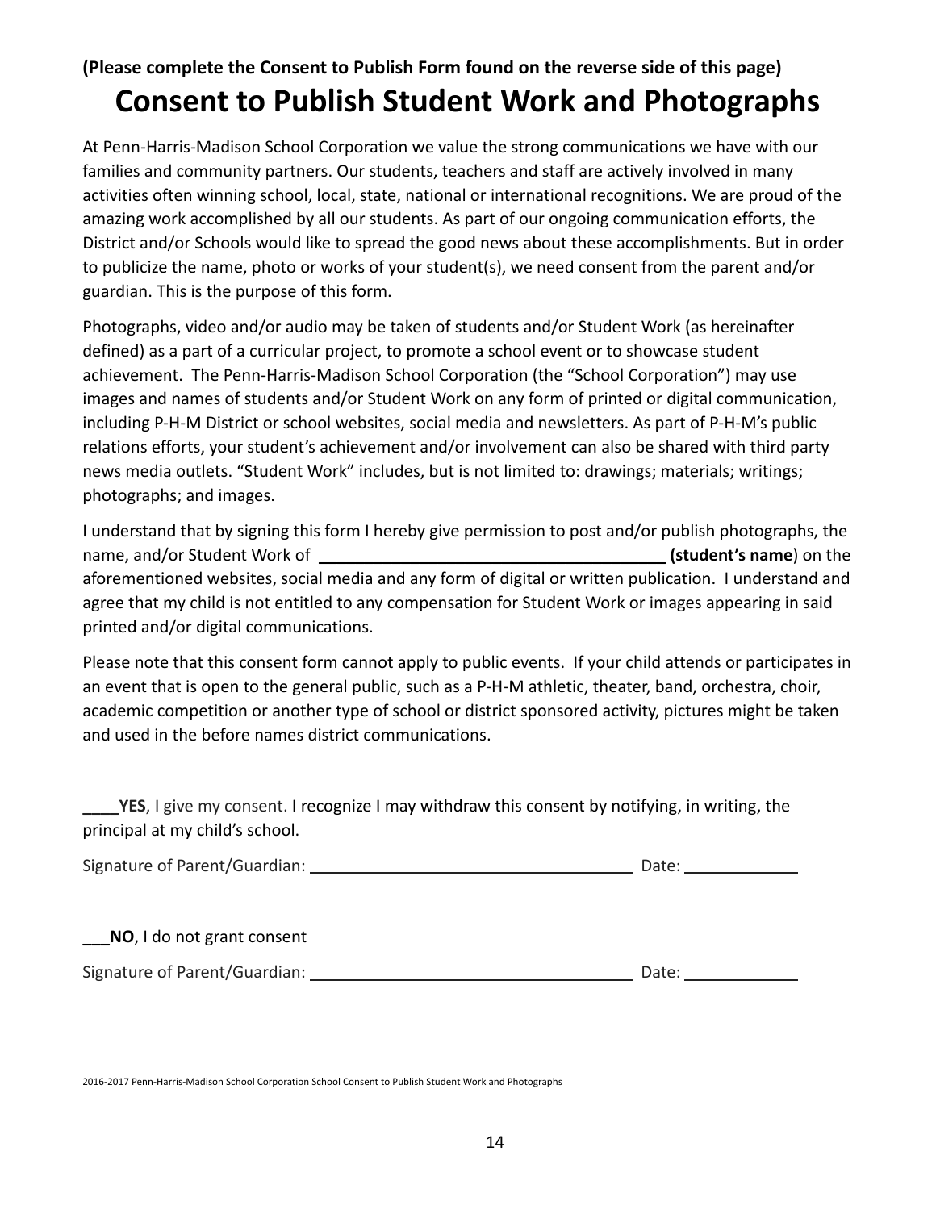**(Please complete the Consent to Publish Form found on the reverse side of this page)**

# Consent to Publish Student Work and Photographs

At Penn-Harris-Madison School Corporation we value the strong communications we have with our families and community partners. Our students, teachers and staff are actively involved in many activities often winning school, local, state, national or international recognitions. We are proud of the amazing work accomplished by all our students. As part of our ongoing communication efforts, the District and/or Schools would like to spread the good news about these accomplishments. But in order to publicize the name, photo or works of your student(s), we need consent from the parent and/or guardian. This is the purpose of this form.

Photographs, video and/or audio may be taken of students and/or Student Work (as hereinafter defined) as a part of a curricular project, to promote a school event or to showcase student achievement. The Penn-Harris-Madison School Corporation (the "School Corporation") may use images and names of students and/or Student Work on any form of printed or digital communication, including P-H-M District or school websites, social media and newsletters. As part of P-H-M's public relations efforts, your student's achievement and/or involvement can also be shared with third party news media outlets. "Student Work" includes, but is not limited to: drawings; materials; writings; photographs; and images.

I understand that by signing this form I hereby give permission to post and/or publish photographs, the name, and/or Student Work of ________________________________________ **(student's name**) on the aforementioned websites, social media and any form of digital or written publication. I understand and agree that my child is not entitled to any compensation for Student Work or images appearing in said printed and/or digital communications.

Please note that this consent form cannot apply to public events. If your child attends or participates in an event that is open to the general public, such as a P-H-M athletic, theater, band, orchestra, choir, academic competition or another type of school or district sponsored activity, pictures might be taken and used in the before names district communications.

____**YES**, I give my consent. I recognize I may withdraw this consent by notifying, in writing, the principal at my child's school.

Signature of Parent/Guardian: ______________________________________ Date: _____________

___**NO**, I do not grant consent

Signature of Parent/Guardian: ______________________________________ Date: _____________

2016-2017 Penn-Harris-Madison School Corporation School Consent to Publish Student Work and Photographs